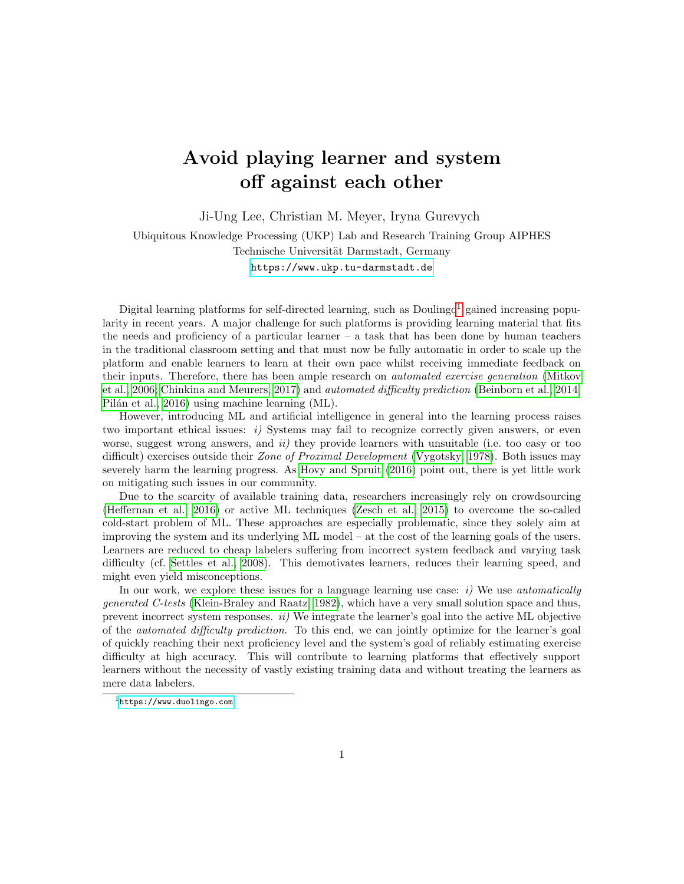# Avoid playing learner and system off against each other

Ji-Ung Lee, Christian M. Meyer, Iryna Gurevych

Ubiquitous Knowledge Processing (UKP) Lab and Research Training Group AIPHES
Technische Universität Darmstadt, Germany
https://www.ukp.tu-darmstadt.de

Digital learning platforms for self-directed learning, such as Doulingo[1] gained increasing popularity in recent years. A major challenge for such platforms is providing learning material that fits the needs and proficiency of a particular learner – a task that has been done by human teachers in the traditional classroom setting and that must now be fully automatic in order to scale up the platform and enable learners to learn at their own pace whilst receiving immediate feedback on their inputs. Therefore, there has been ample research on *automated exercise generation* (Mitkov et al., 2006; Chinkina and Meurers, 2017) and *automated difficulty prediction* (Beinborn et al., 2014; Pilán et al., 2016) using machine learning (ML).

However, introducing ML and artificial intelligence in general into the learning process raises two important ethical issues: *i)* Systems may fail to recognize correctly given answers, or even worse, suggest wrong answers, and *ii)* they provide learners with unsuitable (i.e. too easy or too difficult) exercises outside their *Zone of Proximal Development* (Vygotsky, 1978). Both issues may severely harm the learning progress. As Hovy and Spruit (2016) point out, there is yet little work on mitigating such issues in our community.

Due to the scarcity of available training data, researchers increasingly rely on crowdsourcing (Heffernan et al., 2016) or active ML techniques (Zesch et al., 2015) to overcome the so-called cold-start problem of ML. These approaches are especially problematic, since they solely aim at improving the system and its underlying ML model – at the cost of the learning goals of the users. Learners are reduced to cheap labelers suffering from incorrect system feedback and varying task difficulty (cf. Settles et al., 2008). This demotivates learners, reduces their learning speed, and might even yield misconceptions.

In our work, we explore these issues for a language learning use case: *i)* We use *automatically generated C-tests* (Klein-Braley and Raatz, 1982), which have a very small solution space and thus, prevent incorrect system responses. *ii)* We integrate the learner's goal into the active ML objective of the *automated difficulty prediction*. To this end, we can jointly optimize for the learner's goal of quickly reaching their next proficiency level and the system's goal of reliably estimating exercise difficulty at high accuracy. This will contribute to learning platforms that effectively support learners without the necessity of vastly existing training data and without treating the learners as mere data labelers.

[1] https://www.duolingo.com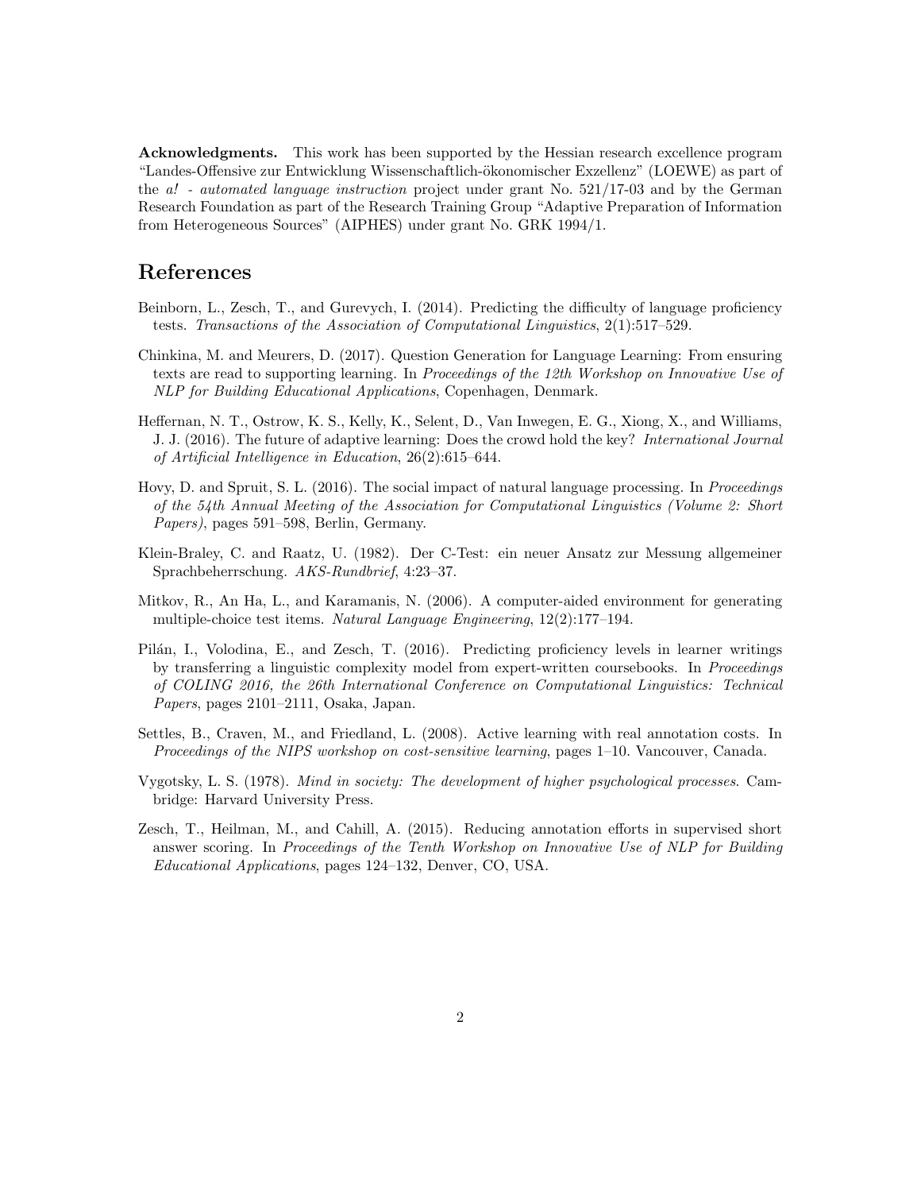**Acknowledgments.** This work has been supported by the Hessian research excellence program "Landes-Offensive zur Entwicklung Wissenschaftlich-ökonomischer Exzellenz" (LOEWE) as part of the *a! - automated language instruction* project under grant No. 521/17-03 and by the German Research Foundation as part of the Research Training Group "Adaptive Preparation of Information from Heterogeneous Sources" (AIPHES) under grant No. GRK 1994/1.

# References

Beinborn, L., Zesch, T., and Gurevych, I. (2014). Predicting the difficulty of language proficiency tests. *Transactions of the Association of Computational Linguistics*, 2(1):517–529.

Chinkina, M. and Meurers, D. (2017). Question Generation for Language Learning: From ensuring texts are read to supporting learning. In *Proceedings of the 12th Workshop on Innovative Use of NLP for Building Educational Applications*, Copenhagen, Denmark.

Heffernan, N. T., Ostrow, K. S., Kelly, K., Selent, D., Van Inwegen, E. G., Xiong, X., and Williams, J. J. (2016). The future of adaptive learning: Does the crowd hold the key? *International Journal of Artificial Intelligence in Education*, 26(2):615–644.

Hovy, D. and Spruit, S. L. (2016). The social impact of natural language processing. In *Proceedings of the 54th Annual Meeting of the Association for Computational Linguistics (Volume 2: Short Papers)*, pages 591–598, Berlin, Germany.

Klein-Braley, C. and Raatz, U. (1982). Der C-Test: ein neuer Ansatz zur Messung allgemeiner Sprachbeherrschung. *AKS-Rundbrief*, 4:23–37.

Mitkov, R., An Ha, L., and Karamanis, N. (2006). A computer-aided environment for generating multiple-choice test items. *Natural Language Engineering*, 12(2):177–194.

Pilán, I., Volodina, E., and Zesch, T. (2016). Predicting proficiency levels in learner writings by transferring a linguistic complexity model from expert-written coursebooks. In *Proceedings of COLING 2016, the 26th International Conference on Computational Linguistics: Technical Papers*, pages 2101–2111, Osaka, Japan.

Settles, B., Craven, M., and Friedland, L. (2008). Active learning with real annotation costs. In *Proceedings of the NIPS workshop on cost-sensitive learning*, pages 1–10. Vancouver, Canada.

Vygotsky, L. S. (1978). *Mind in society: The development of higher psychological processes*. Cambridge: Harvard University Press.

Zesch, T., Heilman, M., and Cahill, A. (2015). Reducing annotation efforts in supervised short answer scoring. In *Proceedings of the Tenth Workshop on Innovative Use of NLP for Building Educational Applications*, pages 124–132, Denver, CO, USA.